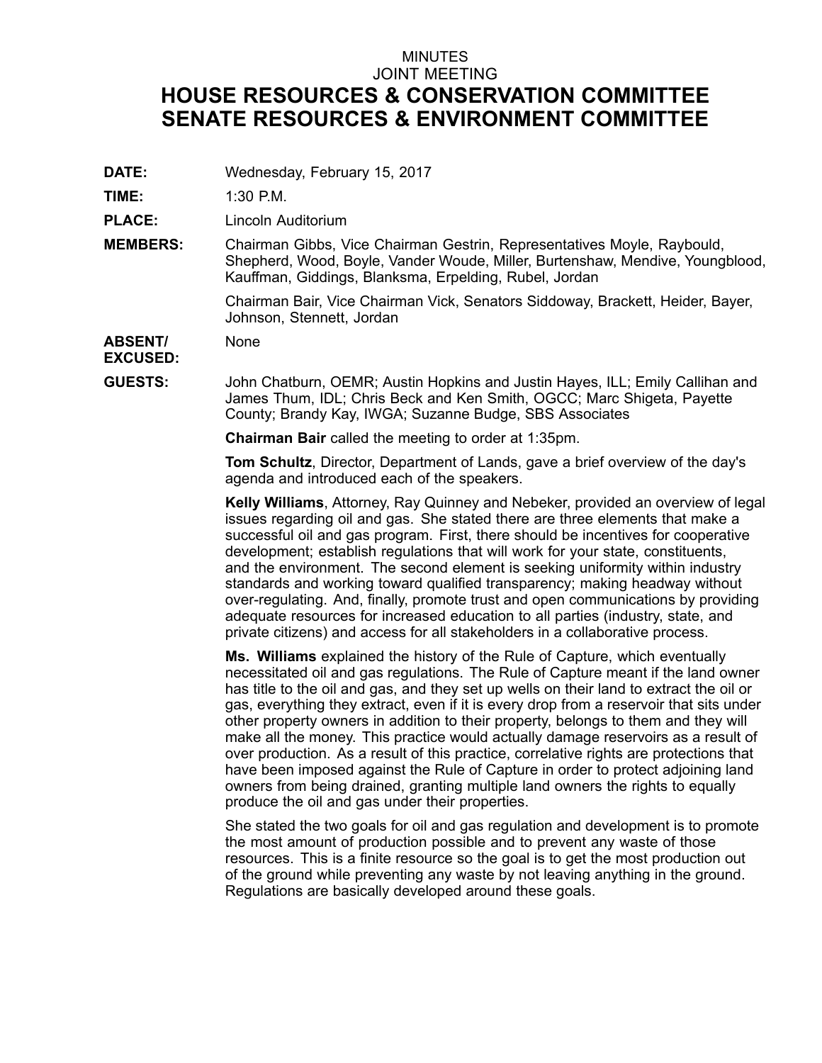MINUTES

JOINT MEETING

# HOUSE RESOURCES & CONSERVATION COMMITTEE
# SENATE RESOURCES & ENVIRONMENT COMMITTEE

**DATE:** Wednesday, February 15, 2017

**TIME:** 1:30 P.M.

**PLACE:** Lincoln Auditorium

**MEMBERS:** Chairman Gibbs, Vice Chairman Gestrin, Representatives Moyle, Raybould, Shepherd, Wood, Boyle, Vander Woude, Miller, Burtenshaw, Mendive, Youngblood, Kauffman, Giddings, Blanksma, Erpelding, Rubel, Jordan

Chairman Bair, Vice Chairman Vick, Senators Siddoway, Brackett, Heider, Bayer, Johnson, Stennett, Jordan

**ABSENT/ EXCUSED:** None

**GUESTS:** John Chatburn, OEMR; Austin Hopkins and Justin Hayes, ILL; Emily Callihan and James Thum, IDL; Chris Beck and Ken Smith, OGCC; Marc Shigeta, Payette County; Brandy Kay, IWGA; Suzanne Budge, SBS Associates

**Chairman Bair** called the meeting to order at 1:35pm.

**Tom Schultz**, Director, Department of Lands, gave a brief overview of the day's agenda and introduced each of the speakers.

**Kelly Williams**, Attorney, Ray Quinney and Nebeker, provided an overview of legal issues regarding oil and gas. She stated there are three elements that make a successful oil and gas program. First, there should be incentives for cooperative development; establish regulations that will work for your state, constituents, and the environment. The second element is seeking uniformity within industry standards and working toward qualified transparency; making headway without over-regulating. And, finally, promote trust and open communications by providing adequate resources for increased education to all parties (industry, state, and private citizens) and access for all stakeholders in a collaborative process.

**Ms. Williams** explained the history of the Rule of Capture, which eventually necessitated oil and gas regulations. The Rule of Capture meant if the land owner has title to the oil and gas, and they set up wells on their land to extract the oil or gas, everything they extract, even if it is every drop from a reservoir that sits under other property owners in addition to their property, belongs to them and they will make all the money. This practice would actually damage reservoirs as a result of over production. As a result of this practice, correlative rights are protections that have been imposed against the Rule of Capture in order to protect adjoining land owners from being drained, granting multiple land owners the rights to equally produce the oil and gas under their properties.

She stated the two goals for oil and gas regulation and development is to promote the most amount of production possible and to prevent any waste of those resources. This is a finite resource so the goal is to get the most production out of the ground while preventing any waste by not leaving anything in the ground. Regulations are basically developed around these goals.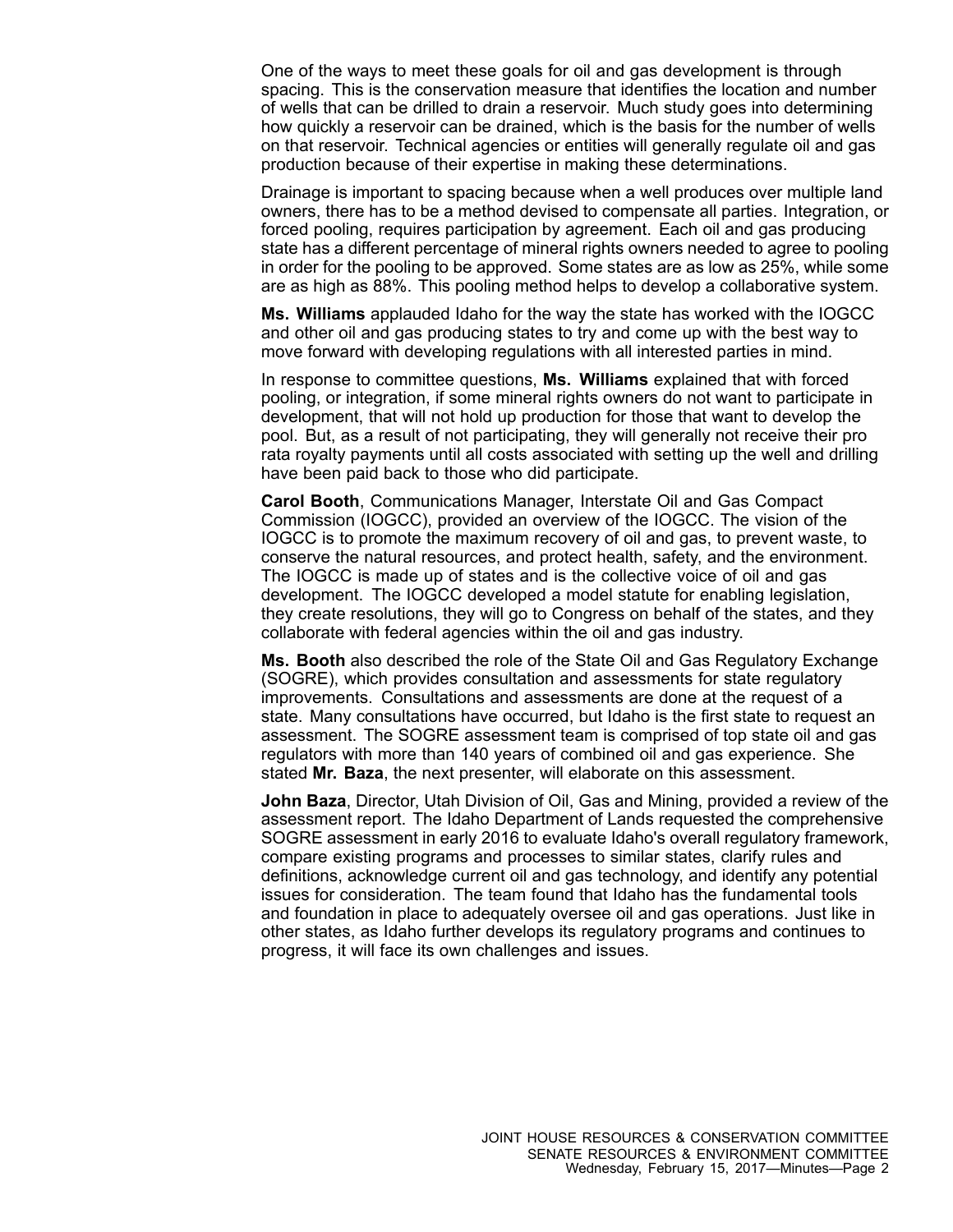One of the ways to meet these goals for oil and gas development is through spacing. This is the conservation measure that identifies the location and number of wells that can be drilled to drain a reservoir. Much study goes into determining how quickly a reservoir can be drained, which is the basis for the number of wells on that reservoir. Technical agencies or entities will generally regulate oil and gas production because of their expertise in making these determinations.

Drainage is important to spacing because when a well produces over multiple land owners, there has to be a method devised to compensate all parties. Integration, or forced pooling, requires participation by agreement. Each oil and gas producing state has a different percentage of mineral rights owners needed to agree to pooling in order for the pooling to be approved. Some states are as low as 25%, while some are as high as 88%. This pooling method helps to develop a collaborative system.

**Ms. Williams** applauded Idaho for the way the state has worked with the IOGCC and other oil and gas producing states to try and come up with the best way to move forward with developing regulations with all interested parties in mind.

In response to committee questions, **Ms. Williams** explained that with forced pooling, or integration, if some mineral rights owners do not want to participate in development, that will not hold up production for those that want to develop the pool. But, as a result of not participating, they will generally not receive their pro rata royalty payments until all costs associated with setting up the well and drilling have been paid back to those who did participate.

**Carol Booth**, Communications Manager, Interstate Oil and Gas Compact Commission (IOGCC), provided an overview of the IOGCC. The vision of the IOGCC is to promote the maximum recovery of oil and gas, to prevent waste, to conserve the natural resources, and protect health, safety, and the environment. The IOGCC is made up of states and is the collective voice of oil and gas development. The IOGCC developed a model statute for enabling legislation, they create resolutions, they will go to Congress on behalf of the states, and they collaborate with federal agencies within the oil and gas industry.

**Ms. Booth** also described the role of the State Oil and Gas Regulatory Exchange (SOGRE), which provides consultation and assessments for state regulatory improvements. Consultations and assessments are done at the request of a state. Many consultations have occurred, but Idaho is the first state to request an assessment. The SOGRE assessment team is comprised of top state oil and gas regulators with more than 140 years of combined oil and gas experience. She stated **Mr. Baza**, the next presenter, will elaborate on this assessment.

**John Baza**, Director, Utah Division of Oil, Gas and Mining, provided a review of the assessment report. The Idaho Department of Lands requested the comprehensive SOGRE assessment in early 2016 to evaluate Idaho's overall regulatory framework, compare existing programs and processes to similar states, clarify rules and definitions, acknowledge current oil and gas technology, and identify any potential issues for consideration. The team found that Idaho has the fundamental tools and foundation in place to adequately oversee oil and gas operations. Just like in other states, as Idaho further develops its regulatory programs and continues to progress, it will face its own challenges and issues.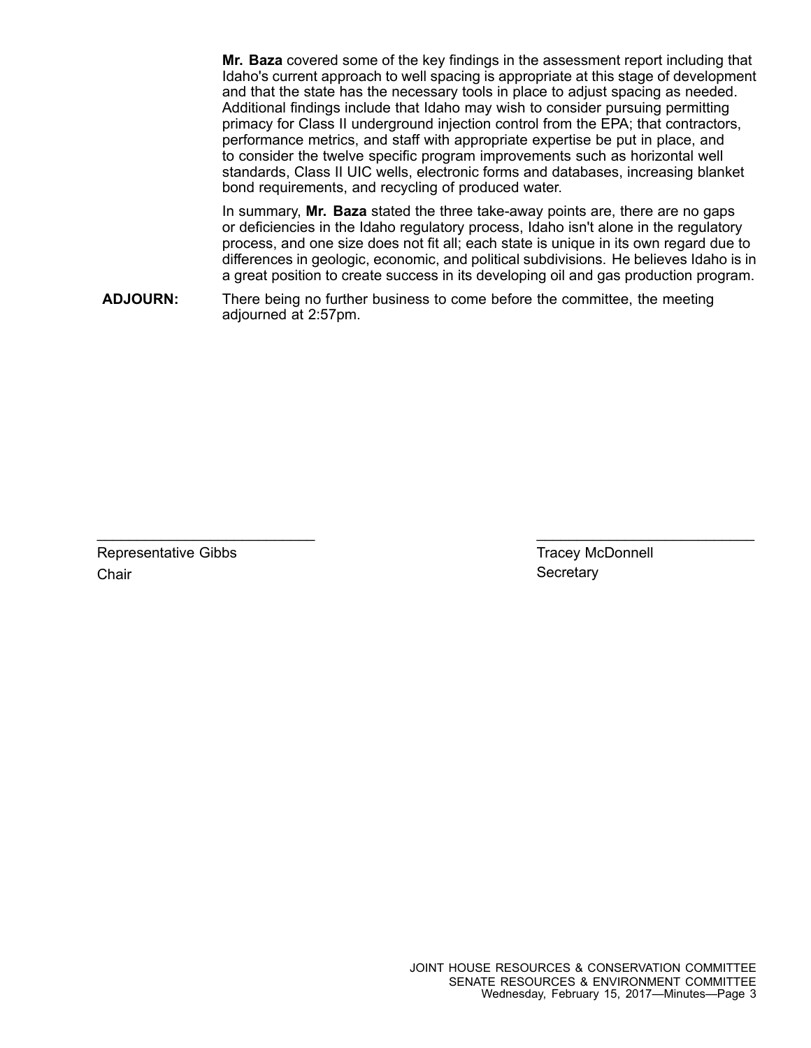**Mr. Baza** covered some of the key findings in the assessment report including that Idaho's current approach to well spacing is appropriate at this stage of development and that the state has the necessary tools in place to adjust spacing as needed. Additional findings include that Idaho may wish to consider pursuing permitting primacy for Class II underground injection control from the EPA; that contractors, performance metrics, and staff with appropriate expertise be put in place, and to consider the twelve specific program improvements such as horizontal well standards, Class II UIC wells, electronic forms and databases, increasing blanket bond requirements, and recycling of produced water.

In summary, **Mr. Baza** stated the three take-away points are, there are no gaps or deficiencies in the Idaho regulatory process, Idaho isn't alone in the regulatory process, and one size does not fit all; each state is unique in its own regard due to differences in geologic, economic, and political subdivisions. He believes Idaho is in a great position to create success in its developing oil and gas production program.

**ADJOURN:** There being no further business to come before the committee, the meeting adjourned at 2:57pm.

| | |
|---|---|
| ___________________________ | ___________________________ |
| Representative Gibbs | Tracey McDonnell |
| Chair | Secretary |